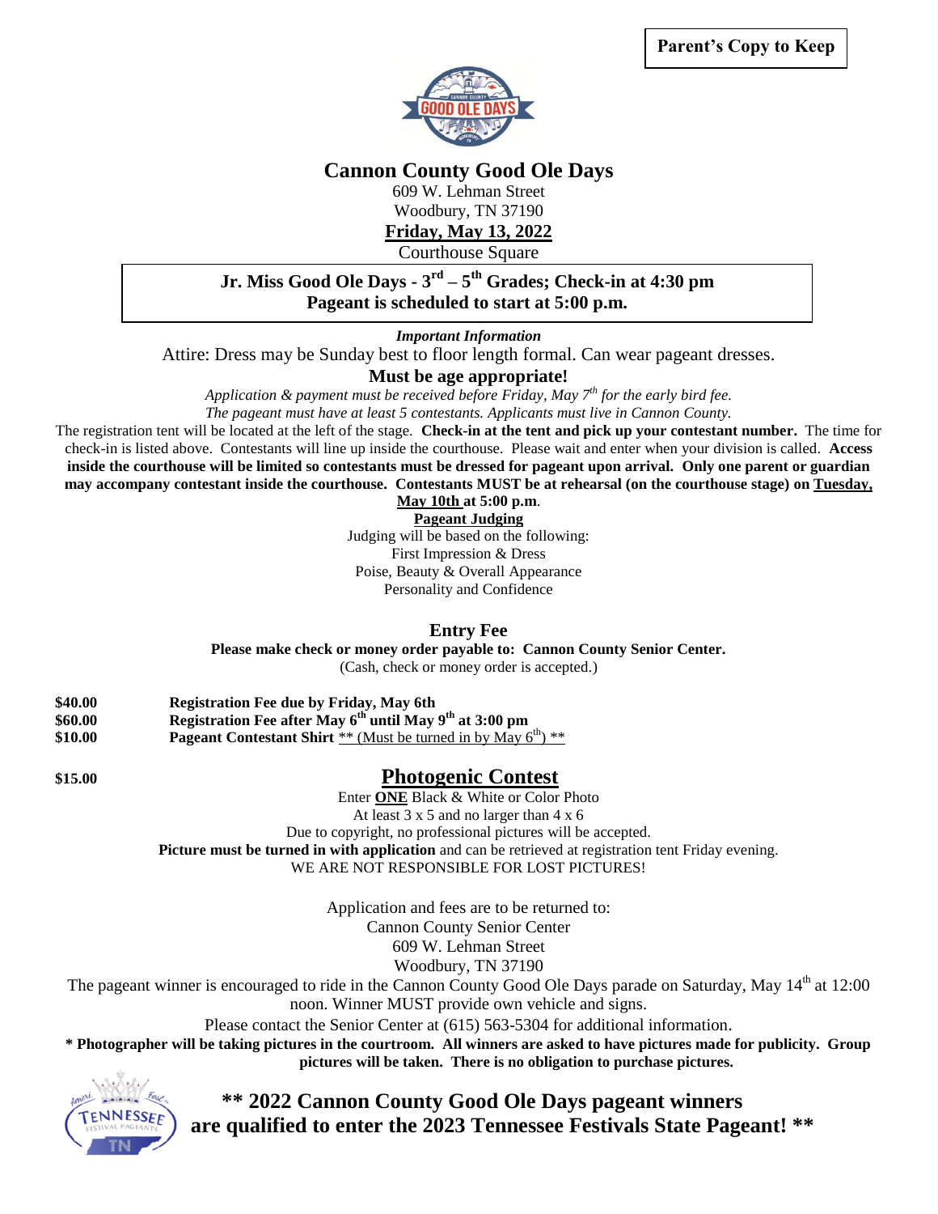**Parent's Copy to Keep**

# Cannon County Good Ole Days

609 W. Lehman Street
Woodbury, TN 37190
**Friday, May 13, 2022**
Courthouse Square

**Jr. Miss Good Ole Days - 3rd – 5th Grades; Check-in at 4:30 pm**
**Pageant is scheduled to start at 5:00 p.m.**

***Important Information***

Attire: Dress may be Sunday best to floor length formal. Can wear pageant dresses.

**Must be age appropriate!**

*Application & payment must be received before Friday, May 7th for the early bird fee.*
*The pageant must have at least 5 contestants. Applicants must live in Cannon County.*

The registration tent will be located at the left of the stage. **Check-in at the tent and pick up your contestant number.** The time for check-in is listed above. Contestants will line up inside the courthouse. Please wait and enter when your division is called. **Access inside the courthouse will be limited so contestants must be dressed for pageant upon arrival. Only one parent or guardian may accompany contestant inside the courthouse. Contestants MUST be at rehearsal (on the courthouse stage) on Tuesday, May 10th at 5:00 p.m.**

**Pageant Judging**

Judging will be based on the following:
First Impression & Dress
Poise, Beauty & Overall Appearance
Personality and Confidence

**Entry Fee**

**Please make check or money order payable to: Cannon County Senior Center.**
(Cash, check or money order is accepted.)

**$40.00** **Registration Fee due by Friday, May 6th**
**$60.00** **Registration Fee after May 6th until May 9th at 3:00 pm**
**$10.00** **Pageant Contestant Shirt** ** (Must be turned in by May 6th) **

**$15.00**

## Photogenic Contest

Enter **ONE** Black & White or Color Photo
At least 3 x 5 and no larger than 4 x 6
Due to copyright, no professional pictures will be accepted.
**Picture must be turned in with application** and can be retrieved at registration tent Friday evening.
WE ARE NOT RESPONSIBLE FOR LOST PICTURES!

Application and fees are to be returned to:
Cannon County Senior Center
609 W. Lehman Street
Woodbury, TN 37190

The pageant winner is encouraged to ride in the Cannon County Good Ole Days parade on Saturday, May 14th at 12:00 noon. Winner MUST provide own vehicle and signs.

Please contact the Senior Center at (615) 563-5304 for additional information.

**\* Photographer will be taking pictures in the courtroom. All winners are asked to have pictures made for publicity. Group pictures will be taken. There is no obligation to purchase pictures.**

**** 2022 Cannon County Good Ole Days pageant winners are qualified to enter the 2023 Tennessee Festivals State Pageant! ****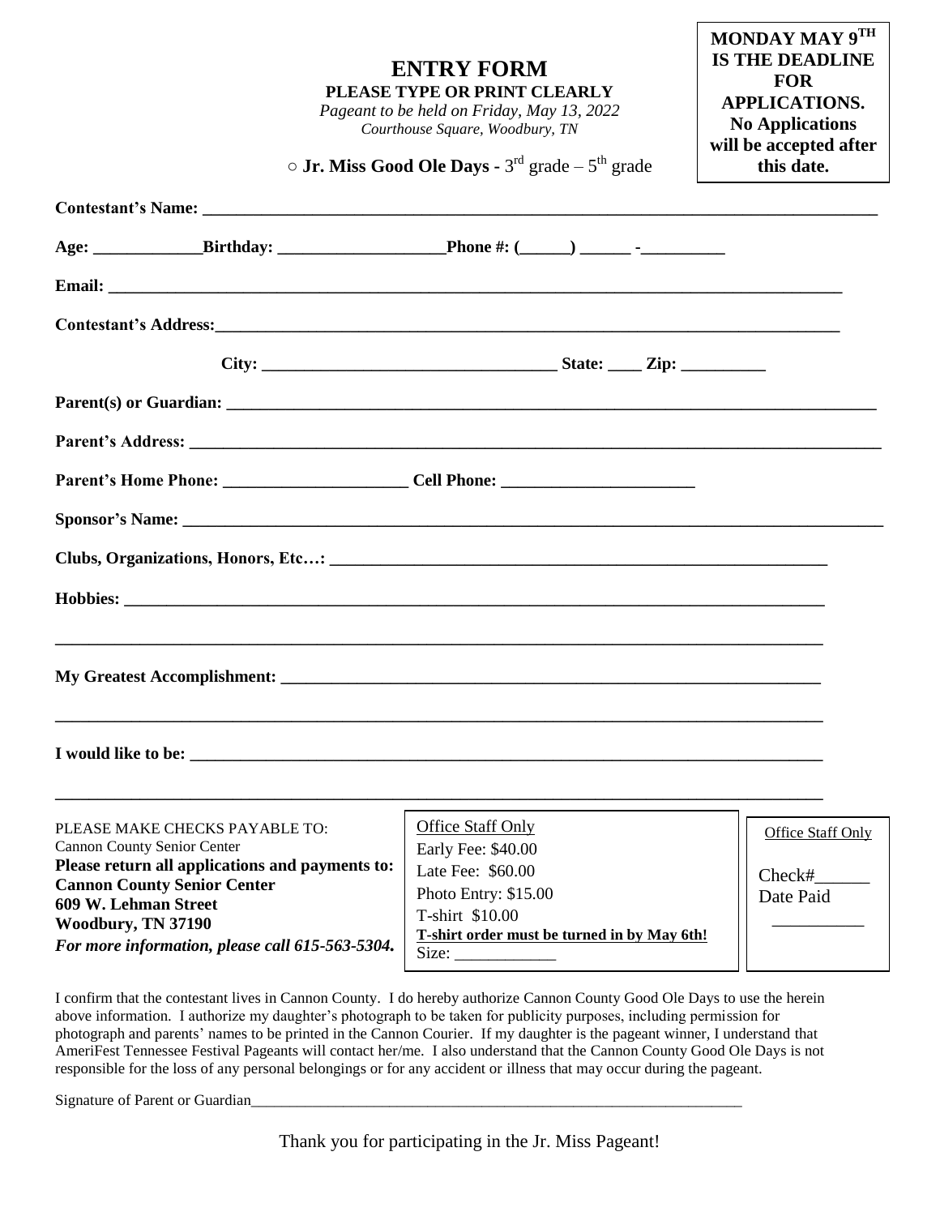**MONDAY MAY 9TH IS THE DEADLINE FOR APPLICATIONS. No Applications will be accepted after this date.**

# ENTRY FORM

**PLEASE TYPE OR PRINT CLEARLY**

*Pageant to be held on Friday, May 13, 2022*

*Courthouse Square, Woodbury, TN*

○ **Jr. Miss Good Ole Days -** 3rd grade – 5th grade

**Contestant's Name:** ____________________________________________

**Age:** ____________ **Birthday:** ____________________ **Phone #:** (______) ______ -__________

**Email:** ____________________________________________

**Contestant's Address:** ____________________________________________

**City:** ________________________________ **State:** ____ **Zip:** __________

**Parent(s) or Guardian:** ____________________________________________

**Parent's Address:** ____________________________________________

**Parent's Home Phone:** ______________________ **Cell Phone:** ______________________

**Sponsor's Name:** ____________________________________________

**Clubs, Organizations, Honors, Etc…:** ____________________________________________

**Hobbies:** ____________________________________________

____________________________________________

**My Greatest Accomplishment:** ____________________________________________

____________________________________________

**I would like to be:** ____________________________________________

____________________________________________

PLEASE MAKE CHECKS PAYABLE TO:
Cannon County Senior Center
**Please return all applications and payments to:**
**Cannon County Senior Center**
**609 W. Lehman Street**
**Woodbury, TN 37190**
***For more information, please call 615-563-5304.***

Office Staff Only
Early Fee: $40.00
Late Fee: $60.00
Photo Entry: $15.00
T-shirt $10.00
**T-shirt order must be turned in by May 6th!**
Size: ___________

Office Staff Only
Check#______
Date Paid
__________

I confirm that the contestant lives in Cannon County. I do hereby authorize Cannon County Good Ole Days to use the herein above information. I authorize my daughter's photograph to be taken for publicity purposes, including permission for photograph and parents' names to be printed in the Cannon Courier. If my daughter is the pageant winner, I understand that AmeriFest Tennessee Festival Pageants will contact her/me. I also understand that the Cannon County Good Ole Days is not responsible for the loss of any personal belongings or for any accident or illness that may occur during the pageant.

Signature of Parent or Guardian____________________________________________

Thank you for participating in the Jr. Miss Pageant!